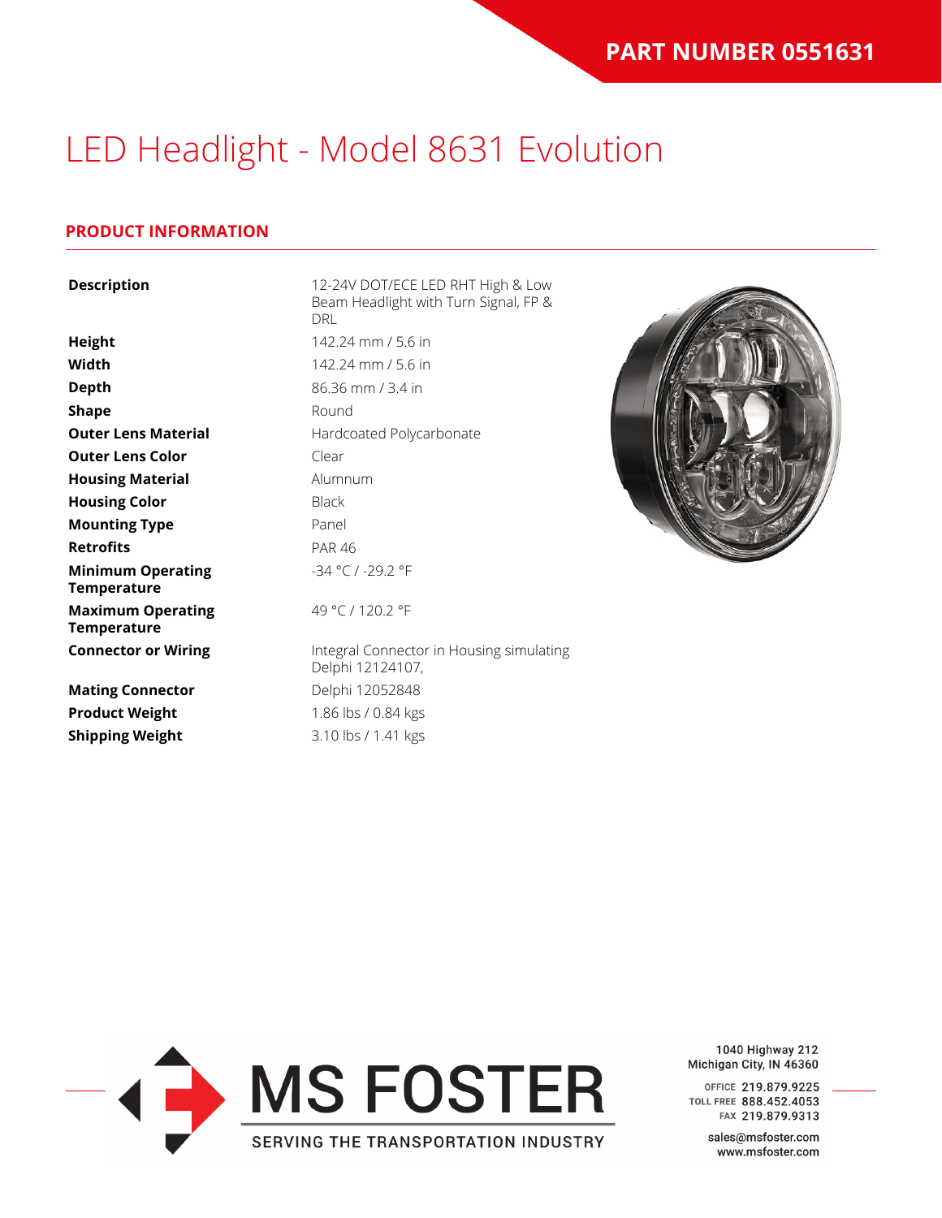**PART NUMBER 0551631**

# LED Headlight - Model 8631 Evolution

## PRODUCT INFORMATION

| | |
|---|---|
| **Description** | 12-24V DOT/ECE LED RHT High & Low Beam Headlight with Turn Signal, FP & DRL |
| **Height** | 142.24 mm / 5.6 in |
| **Width** | 142.24 mm / 5.6 in |
| **Depth** | 86.36 mm / 3.4 in |
| **Shape** | Round |
| **Outer Lens Material** | Hardcoated Polycarbonate |
| **Outer Lens Color** | Clear |
| **Housing Material** | Alumnum |
| **Housing Color** | Black |
| **Mounting Type** | Panel |
| **Retrofits** | PAR 46 |
| **Minimum Operating Temperature** | -34 °C / -29.2 °F |
| **Maximum Operating Temperature** | 49 °C / 120.2 °F |
| **Connector or Wiring** | Integral Connector in Housing simulating Delphi 12124107, |
| **Mating Connector** | Delphi 12052848 |
| **Product Weight** | 1.86 lbs / 0.84 kgs |
| **Shipping Weight** | 3.10 lbs / 1.41 kgs |

MS FOSTER
SERVING THE TRANSPORTATION INDUSTRY

1040 Highway 212
Michigan City, IN 46360

OFFICE 219.879.9225
TOLL FREE 888.452.4053
FAX 219.879.9313

sales@msfoster.com
www.msfoster.com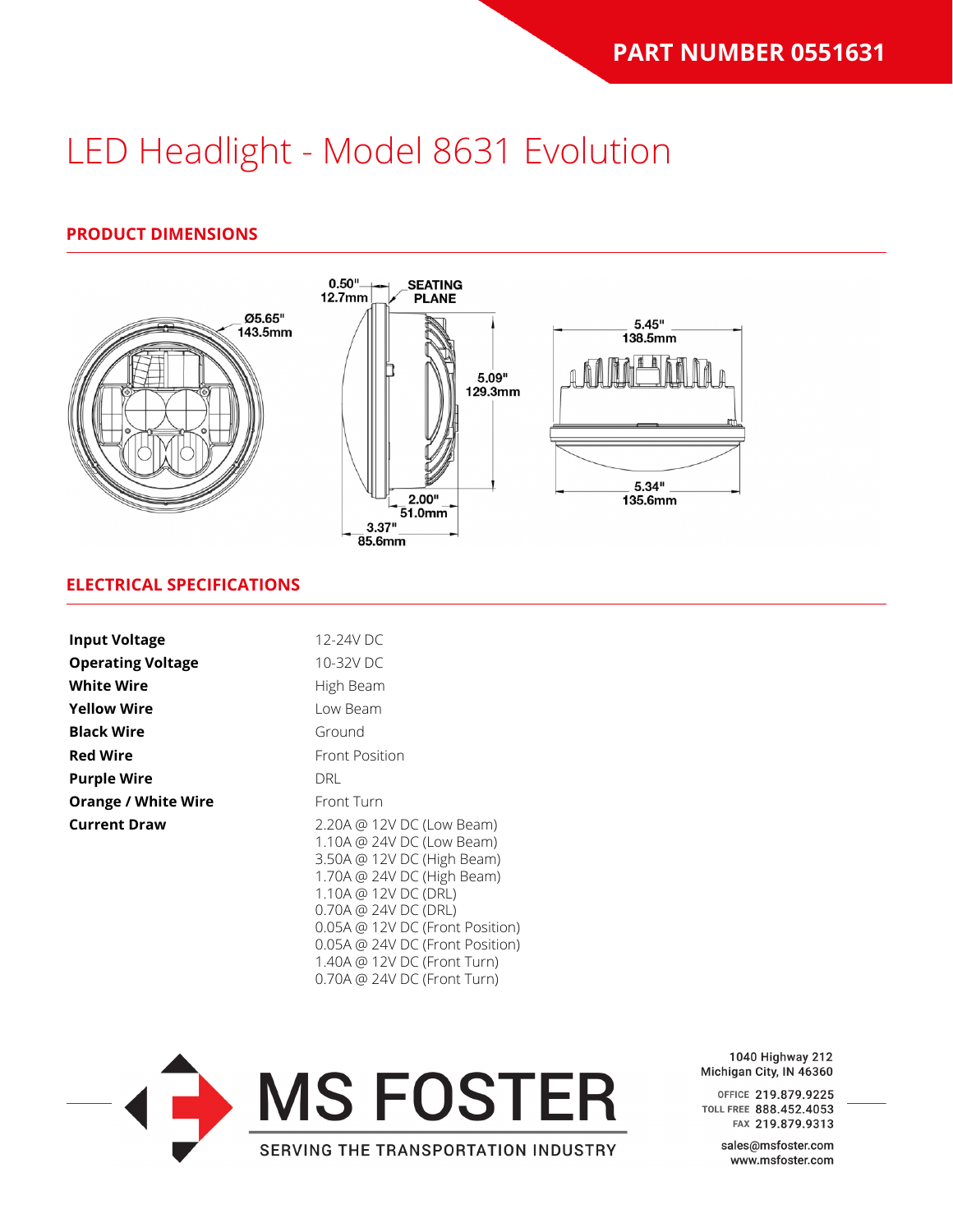**PART NUMBER 0551631**

# LED Headlight - Model 8631 Evolution

## PRODUCT DIMENSIONS

## ELECTRICAL SPECIFICATIONS

| | |
|---|---|
| **Input Voltage** | 12-24V DC |
| **Operating Voltage** | 10-32V DC |
| **White Wire** | High Beam |
| **Yellow Wire** | Low Beam |
| **Black Wire** | Ground |
| **Red Wire** | Front Position |
| **Purple Wire** | DRL |
| **Orange / White Wire** | Front Turn |
| **Current Draw** | 2.20A @ 12V DC (Low Beam)<br>1.10A @ 24V DC (Low Beam)<br>3.50A @ 12V DC (High Beam)<br>1.70A @ 24V DC (High Beam)<br>1.10A @ 12V DC (DRL)<br>0.70A @ 24V DC (DRL)<br>0.05A @ 12V DC (Front Position)<br>0.05A @ 24V DC (Front Position)<br>1.40A @ 12V DC (Front Turn)<br>0.70A @ 24V DC (Front Turn) |

MS FOSTER
SERVING THE TRANSPORTATION INDUSTRY

1040 Highway 212
Michigan City, IN 46360

OFFICE 219.879.9225
TOLL FREE 888.452.4053
FAX 219.879.9313

sales@msfoster.com
www.msfoster.com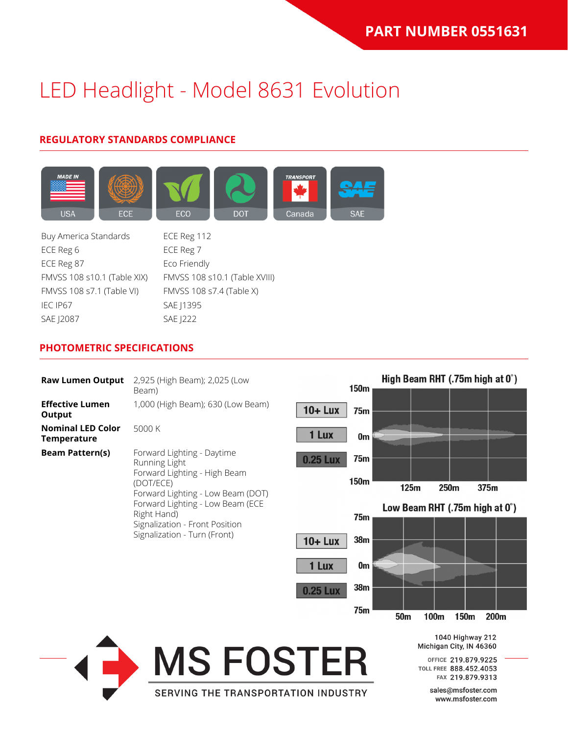PART NUMBER 0551631

# LED Headlight - Model 8631 Evolution

## REGULATORY STANDARDS COMPLIANCE

USA | ECE | ECO | DOT | Canada | SAE

- Buy America Standards
- ECE Reg 6
- ECE Reg 87
- FMVSS 108 s10.1 (Table XIX)
- FMVSS 108 s7.1 (Table VI)
- IEC IP67
- SAE J2087
- ECE Reg 112
- ECE Reg 7
- Eco Friendly
- FMVSS 108 s10.1 (Table XVIII)
- FMVSS 108 s7.4 (Table X)
- SAE J1395
- SAE J222

## PHOTOMETRIC SPECIFICATIONS

| | |
|---|---|
| **Raw Lumen Output** | 2,925 (High Beam); 2,025 (Low Beam) |
| **Effective Lumen Output** | 1,000 (High Beam); 630 (Low Beam) |
| **Nominal LED Color Temperature** | 5000 K |
| **Beam Pattern(s)** | Forward Lighting - Daytime Running Light<br>Forward Lighting - High Beam (DOT/ECE)<br>Forward Lighting - Low Beam (DOT)<br>Forward Lighting - Low Beam (ECE Right Hand)<br>Signalization - Front Position<br>Signalization - Turn (Front) |

High Beam RHT (.75m high at 0°)

10+ Lux | 1 Lux | 0.25 Lux

150m, 75m, 0m, 75m, 150m — 125m, 250m, 375m

Low Beam RHT (.75m high at 0°)

10+ Lux | 1 Lux | 0.25 Lux

75m, 38m, 0m, 38m, 75m — 50m, 100m, 150m, 200m

MS FOSTER
SERVING THE TRANSPORTATION INDUSTRY

1040 Highway 212
Michigan City, IN 46360

OFFICE 219.879.9225
TOLL FREE 888.452.4053
FAX 219.879.9313

sales@msfoster.com
www.msfoster.com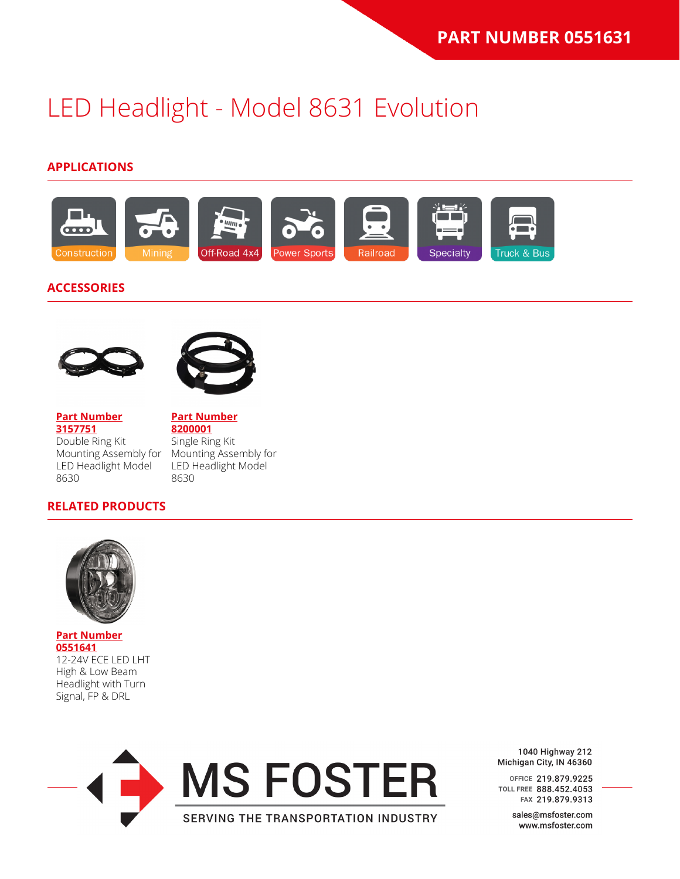PART NUMBER 0551631

# LED Headlight - Model 8631 Evolution

## APPLICATIONS

Construction  
Mining  
Off-Road 4x4  
Power Sports  
Railroad  
Specialty  
Truck & Bus

## ACCESSORIES

**Part Number 3157751**  
Double Ring Kit Mounting Assembly for LED Headlight Model 8630

**Part Number 8200001**  
Single Ring Kit Mounting Assembly for LED Headlight Model 8630

## RELATED PRODUCTS

**Part Number 0551641**  
12-24V ECE LED LHT High & Low Beam Headlight with Turn Signal, FP & DRL

MS FOSTER  
SERVING THE TRANSPORTATION INDUSTRY

1040 Highway 212  
Michigan City, IN 46360

OFFICE 219.879.9225  
TOLL FREE 888.452.4053  
FAX 219.879.9313

sales@msfoster.com  
www.msfoster.com